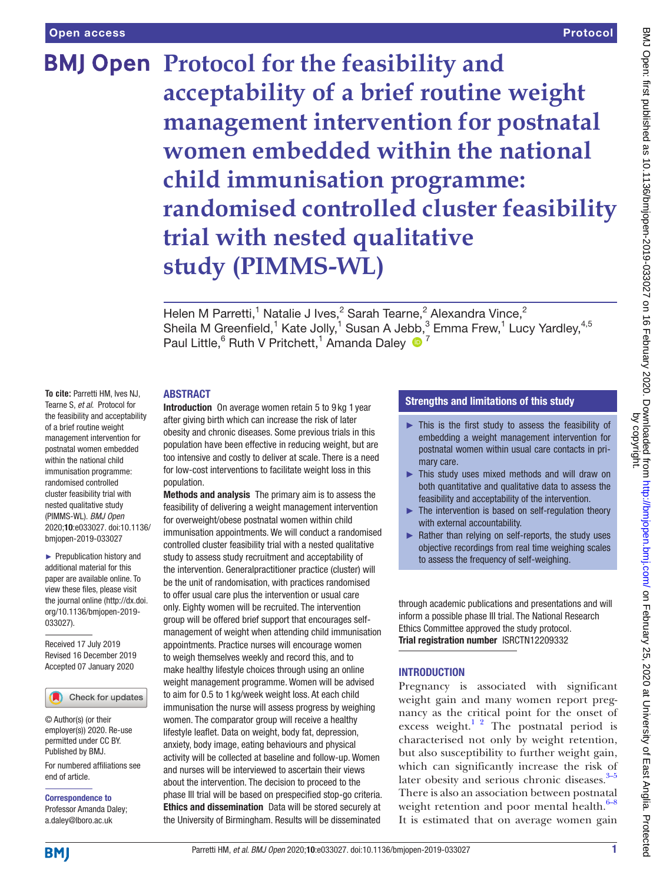# Protocol for the feasibility and acceptability of a brief routine weight management intervention for postnatal women embedded within the national child immunisation programme: randomised controlled cluster feasibility trial with nested qualitative study (PIMMS-WL)

Helen M Parretti,[1] Natalie J Ives,[2] Sarah Tearne,[2] Alexandra Vince,[2] Sheila M Greenfield,[1] Kate Jolly,[1] Susan A Jebb,[3] Emma Frew,[1] Lucy Yardley,[4,5] Paul Little,[6] Ruth V Pritchett,[1] Amanda Daley[7]

**To cite:** Parretti HM, Ives NJ, Tearne S, *et al.* Protocol for the feasibility and acceptability of a brief routine weight management intervention for postnatal women embedded within the national child immunisation programme: randomised controlled cluster feasibility trial with nested qualitative study (PIMMS-WL). *BMJ Open* 2020;**10**:e033027. doi:10.1136/bmjopen-2019-033027

► Prepublication history and additional material for this paper are available online. To view these files, please visit the journal online (http://dx.doi.org/10.1136/bmjopen-2019-033027).

Received 17 July 2019
Revised 16 December 2019
Accepted 07 January 2020

© Author(s) (or their employer(s)) 2020. Re-use permitted under CC BY. Published by BMJ.

For numbered affiliations see end of article.

**Correspondence to**
Professor Amanda Daley; a.daley@lboro.ac.uk

## ABSTRACT

**Introduction** On average women retain 5 to 9 kg 1 year after giving birth which can increase the risk of later obesity and chronic diseases. Some previous trials in this population have been effective in reducing weight, but are too intensive and costly to deliver at scale. There is a need for low-cost interventions to facilitate weight loss in this population.

**Methods and analysis** The primary aim is to assess the feasibility of delivering a weight management intervention for overweight/obese postnatal women within child immunisation appointments. We will conduct a randomised controlled cluster feasibility trial with a nested qualitative study to assess study recruitment and acceptability of the intervention. Generalpractitioner practice (cluster) will be the unit of randomisation, with practices randomised to offer usual care plus the intervention or usual care only. Eighty women will be recruited. The intervention group will be offered brief support that encourages self-management of weight when attending child immunisation appointments. Practice nurses will encourage women to weigh themselves weekly and record this, and to make healthy lifestyle choices through using an online weight management programme. Women will be advised to aim for 0.5 to 1 kg/week weight loss. At each child immunisation appointment the nurse will assess progress by weighing women. The comparator group will receive a healthy lifestyle leaflet. Data on weight, body fat, depression, anxiety, body image, eating behaviours and physical activity will be collected at baseline and follow-up. Women and nurses will be interviewed to ascertain their views about the intervention. The decision to proceed to the phase III trial will be based on prespecified stop-go criteria.

**Ethics and dissemination** Data will be stored securely at the University of Birmingham. Results will be disseminated through academic publications and presentations and will inform a possible phase III trial. The National Research Ethics Committee approved the study protocol.

**Trial registration number** ISRCTN12209332

### Strengths and limitations of this study

- This is the first study to assess the feasibility of embedding a weight management intervention for postnatal women within usual care contacts in primary care.
- This study uses mixed methods and will draw on both quantitative and qualitative data to assess the feasibility and acceptability of the intervention.
- The intervention is based on self-regulation theory with external accountability.
- Rather than relying on self-reports, the study uses objective recordings from real time weighing scales to assess the frequency of self-weighing.

## INTRODUCTION

Pregnancy is associated with significant weight gain and many women report pregnancy as the critical point for the onset of excess weight.[1,2] The postnatal period is characterised not only by weight retention, but also susceptibility to further weight gain, which can significantly increase the risk of later obesity and serious chronic diseases.[3–5] There is also an association between postnatal weight retention and poor mental health.[6–8] It is estimated that on average women gain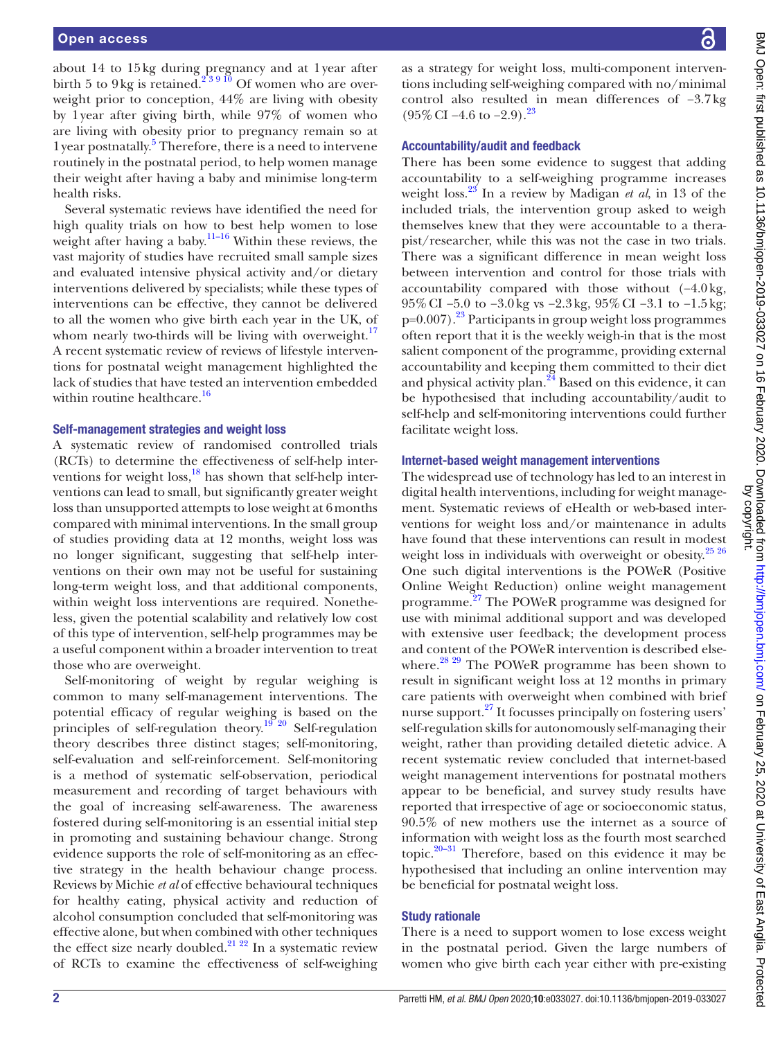about 14 to 15 kg during pregnancy and at 1 year after birth 5 to 9 kg is retained.[2 3 9 10] Of women who are overweight prior to conception, 44% are living with obesity by 1 year after giving birth, while 97% of women who are living with obesity prior to pregnancy remain so at 1 year postnatally.[5] Therefore, there is a need to intervene routinely in the postnatal period, to help women manage their weight after having a baby and minimise long-term health risks.

Several systematic reviews have identified the need for high quality trials on how to best help women to lose weight after having a baby.[11–16] Within these reviews, the vast majority of studies have recruited small sample sizes and evaluated intensive physical activity and/or dietary interventions delivered by specialists; while these types of interventions can be effective, they cannot be delivered to all the women who give birth each year in the UK, of whom nearly two-thirds will be living with overweight.[17] A recent systematic review of reviews of lifestyle interventions for postnatal weight management highlighted the lack of studies that have tested an intervention embedded within routine healthcare.[16]

### Self-management strategies and weight loss

A systematic review of randomised controlled trials (RCTs) to determine the effectiveness of self-help interventions for weight loss,[18] has shown that self-help interventions can lead to small, but significantly greater weight loss than unsupported attempts to lose weight at 6 months compared with minimal interventions. In the small group of studies providing data at 12 months, weight loss was no longer significant, suggesting that self-help interventions on their own may not be useful for sustaining long-term weight loss, and that additional components, within weight loss interventions are required. Nonetheless, given the potential scalability and relatively low cost of this type of intervention, self-help programmes may be a useful component within a broader intervention to treat those who are overweight.

Self-monitoring of weight by regular weighing is common to many self-management interventions. The potential efficacy of regular weighing is based on the principles of self-regulation theory.[19 20] Self-regulation theory describes three distinct stages; self-monitoring, self-evaluation and self-reinforcement. Self-monitoring is a method of systematic self-observation, periodical measurement and recording of target behaviours with the goal of increasing self-awareness. The awareness fostered during self-monitoring is an essential initial step in promoting and sustaining behaviour change. Strong evidence supports the role of self-monitoring as an effective strategy in the health behaviour change process. Reviews by Michie *et al* of effective behavioural techniques for healthy eating, physical activity and reduction of alcohol consumption concluded that self-monitoring was effective alone, but when combined with other techniques the effect size nearly doubled.[21 22] In a systematic review of RCTs to examine the effectiveness of self-weighing as a strategy for weight loss, multi-component interventions including self-weighing compared with no/minimal control also resulted in mean differences of −3.7 kg (95% CI −4.6 to −2.9).[23]

### Accountability/audit and feedback

There has been some evidence to suggest that adding accountability to a self-weighing programme increases weight loss.[23] In a review by Madigan *et al*, in 13 of the included trials, the intervention group asked to weigh themselves knew that they were accountable to a therapist/researcher, while this was not the case in two trials. There was a significant difference in mean weight loss between intervention and control for those trials with accountability compared with those without (−4.0 kg, 95% CI −5.0 to −3.0 kg vs −2.3 kg, 95% CI −3.1 to −1.5 kg; p=0.007).[23] Participants in group weight loss programmes often report that it is the weekly weigh-in that is the most salient component of the programme, providing external accountability and keeping them committed to their diet and physical activity plan.[24] Based on this evidence, it can be hypothesised that including accountability/audit to self-help and self-monitoring interventions could further facilitate weight loss.

### Internet-based weight management interventions

The widespread use of technology has led to an interest in digital health interventions, including for weight management. Systematic reviews of eHealth or web-based interventions for weight loss and/or maintenance in adults have found that these interventions can result in modest weight loss in individuals with overweight or obesity.[25 26] One such digital interventions is the POWeR (Positive Online Weight Reduction) online weight management programme.[27] The POWeR programme was designed for use with minimal additional support and was developed with extensive user feedback; the development process and content of the POWeR intervention is described elsewhere.[28 29] The POWeR programme has been shown to result in significant weight loss at 12 months in primary care patients with overweight when combined with brief nurse support.[27] It focusses principally on fostering users' self-regulation skills for autonomously self-managing their weight, rather than providing detailed dietetic advice. A recent systematic review concluded that internet-based weight management interventions for postnatal mothers appear to be beneficial, and survey study results have reported that irrespective of age or socioeconomic status, 90.5% of new mothers use the internet as a source of information with weight loss as the fourth most searched topic.[20–31] Therefore, based on this evidence it may be hypothesised that including an online intervention may be beneficial for postnatal weight loss.

### Study rationale

There is a need to support women to lose excess weight in the postnatal period. Given the large numbers of women who give birth each year either with pre-existing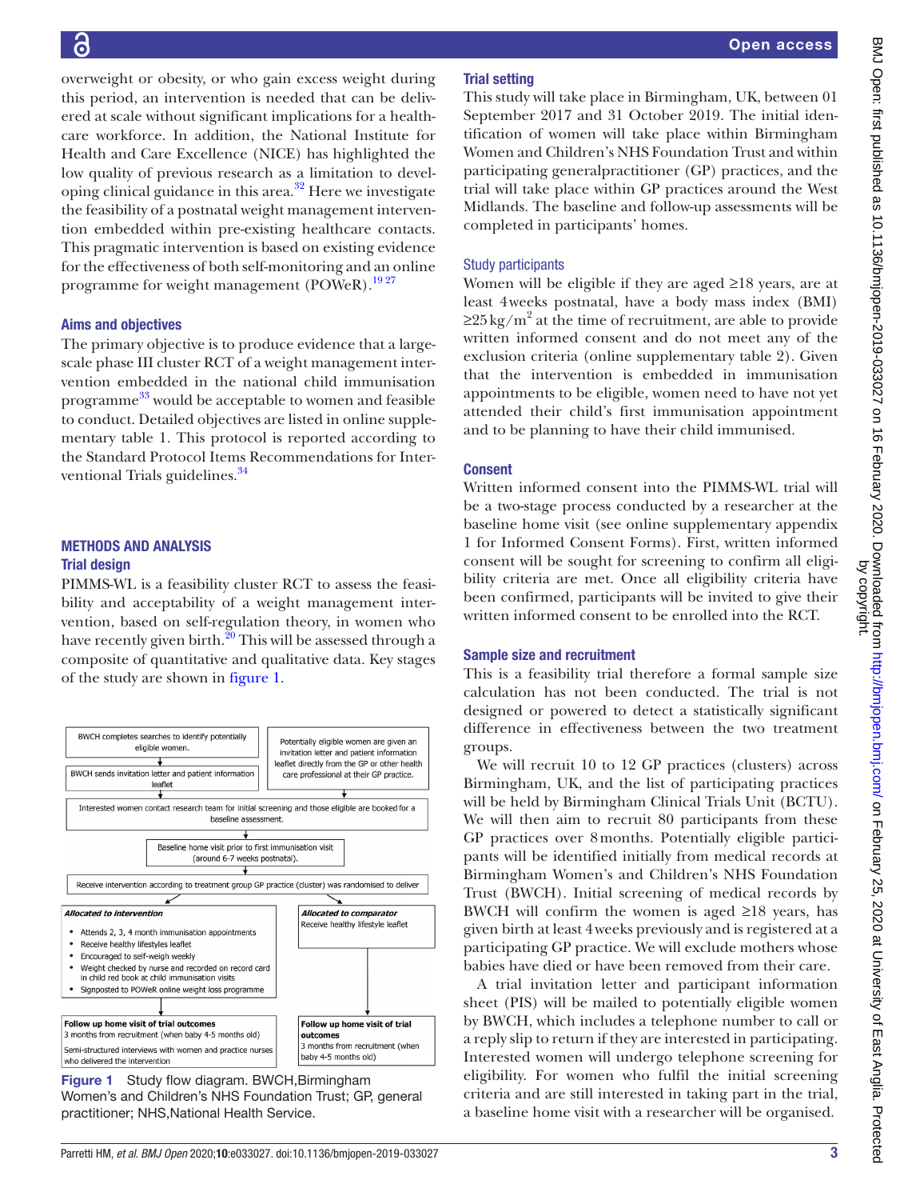overweight or obesity, or who gain excess weight during this period, an intervention is needed that can be delivered at scale without significant implications for a healthcare workforce. In addition, the National Institute for Health and Care Excellence (NICE) has highlighted the low quality of previous research as a limitation to developing clinical guidance in this area.[32] Here we investigate the feasibility of a postnatal weight management intervention embedded within pre-existing healthcare contacts. This pragmatic intervention is based on existing evidence for the effectiveness of both self-monitoring and an online programme for weight management (POWeR).[19 27]

### Aims and objectives

The primary objective is to produce evidence that a large-scale phase III cluster RCT of a weight management intervention embedded in the national child immunisation programme[33] would be acceptable to women and feasible to conduct. Detailed objectives are listed in online supplementary table 1. This protocol is reported according to the Standard Protocol Items Recommendations for Interventional Trials guidelines.[34]

## METHODS AND ANALYSIS

### Trial design

PIMMS-WL is a feasibility cluster RCT to assess the feasibility and acceptability of a weight management intervention, based on self-regulation theory, in women who have recently given birth.[20] This will be assessed through a composite of quantitative and qualitative data. Key stages of the study are shown in figure 1.

BWCH completes searches to identify potentially eligible women.

BWCH sends invitation letter and patient information leaflet

Potentially eligible women are given an invitation letter and patient information leaflet directly from the GP or other health care professional at their GP practice.

Interested women contact research team for initial screening and those eligible are booked for a baseline assessment.

Baseline home visit prior to first immunisation visit (around 6-7 weeks postnatal).

Receive intervention according to treatment group GP practice (cluster) was randomised to deliver

***Allocated to intervention***

- Attends 2, 3, 4 month immunisation appointments
- Receive healthy lifestyles leaflet
- Encouraged to self-weigh weekly
- Weight checked by nurse and recorded on record card in child red book at child immunisation visits
- Signposted to POWeR online weight loss programme

***Allocated to comparator***

Receive healthy lifestyle leaflet

**Follow up home visit of trial outcomes**
3 months from recruitment (when baby 4-5 months old)
Semi-structured interviews with women and practice nurses who delivered the intervention

**Follow up home visit of trial outcomes**
3 months from recruitment (when baby 4-5 months old)

**Figure 1** Study flow diagram. BWCH,Birmingham Women's and Children's NHS Foundation Trust; GP, general practitioner; NHS,National Health Service.

### Trial setting

This study will take place in Birmingham, UK, between 01 September 2017 and 31 October 2019. The initial identification of women will take place within Birmingham Women and Children's NHS Foundation Trust and within participating generalpractitioner (GP) practices, and the trial will take place within GP practices around the West Midlands. The baseline and follow-up assessments will be completed in participants' homes.

### Study participants

Women will be eligible if they are aged ≥18 years, are at least 4 weeks postnatal, have a body mass index (BMI) ≥25 kg/m$^2$ at the time of recruitment, are able to provide written informed consent and do not meet any of the exclusion criteria (online supplementary table 2). Given that the intervention is embedded in immunisation appointments to be eligible, women need to have not yet attended their child's first immunisation appointment and to be planning to have their child immunised.

### Consent

Written informed consent into the PIMMS-WL trial will be a two-stage process conducted by a researcher at the baseline home visit (see online supplementary appendix 1 for Informed Consent Forms). First, written informed consent will be sought for screening to confirm all eligibility criteria are met. Once all eligibility criteria have been confirmed, participants will be invited to give their written informed consent to be enrolled into the RCT.

### Sample size and recruitment

This is a feasibility trial therefore a formal sample size calculation has not been conducted. The trial is not designed or powered to detect a statistically significant difference in effectiveness between the two treatment groups.

We will recruit 10 to 12 GP practices (clusters) across Birmingham, UK, and the list of participating practices will be held by Birmingham Clinical Trials Unit (BCTU). We will then aim to recruit 80 participants from these GP practices over 8 months. Potentially eligible participants will be identified initially from medical records at Birmingham Women's and Children's NHS Foundation Trust (BWCH). Initial screening of medical records by BWCH will confirm the women is aged ≥18 years, has given birth at least 4 weeks previously and is registered at a participating GP practice. We will exclude mothers whose babies have died or have been removed from their care.

A trial invitation letter and participant information sheet (PIS) will be mailed to potentially eligible women by BWCH, which includes a telephone number to call or a reply slip to return if they are interested in participating. Interested women will undergo telephone screening for eligibility. For women who fulfil the initial screening criteria and are still interested in taking part in the trial, a baseline home visit with a researcher will be organised.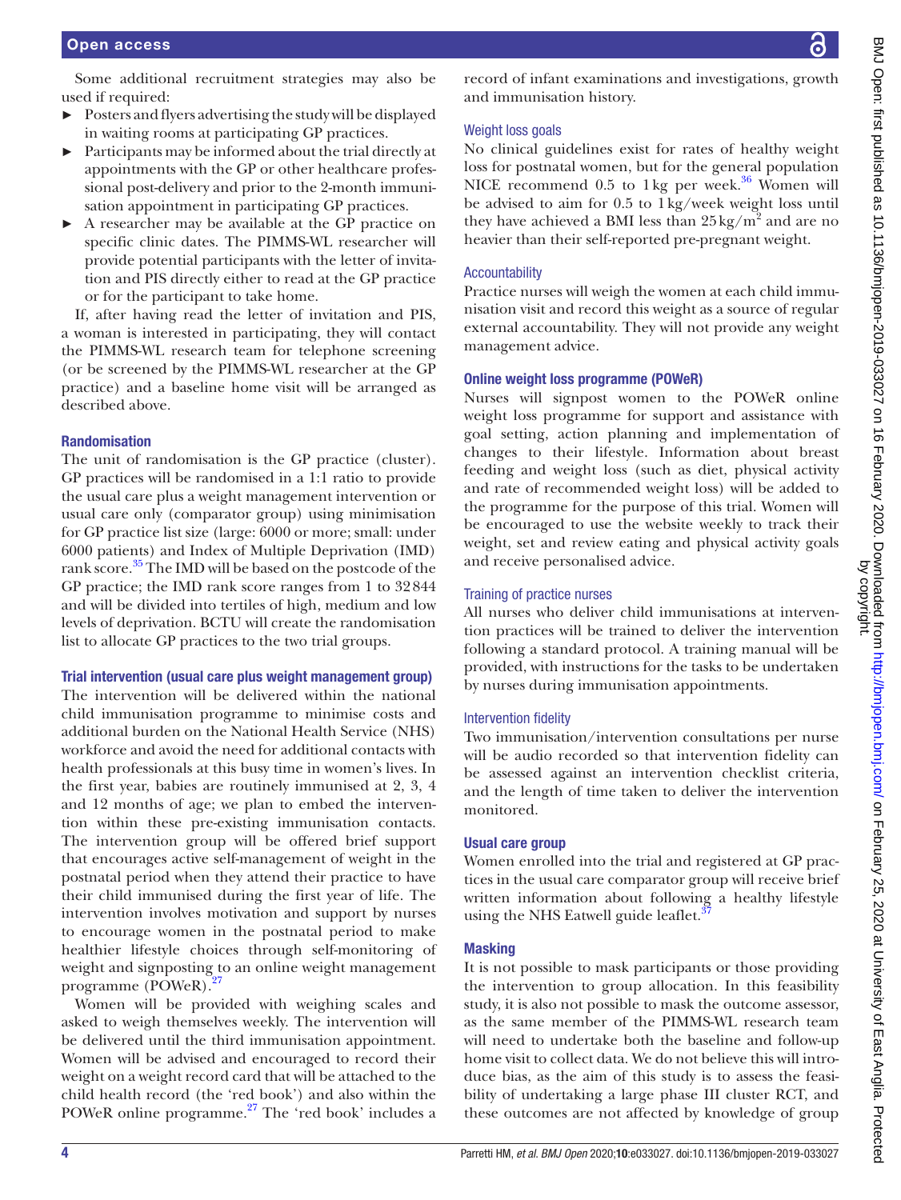Some additional recruitment strategies may also be used if required:

- Posters and flyers advertising the study will be displayed in waiting rooms at participating GP practices.
- Participants may be informed about the trial directly at appointments with the GP or other healthcare professional post-delivery and prior to the 2-month immunisation appointment in participating GP practices.
- A researcher may be available at the GP practice on specific clinic dates. The PIMMS-WL researcher will provide potential participants with the letter of invitation and PIS directly either to read at the GP practice or for the participant to take home.

If, after having read the letter of invitation and PIS, a woman is interested in participating, they will contact the PIMMS-WL research team for telephone screening (or be screened by the PIMMS-WL researcher at the GP practice) and a baseline home visit will be arranged as described above.

### Randomisation

The unit of randomisation is the GP practice (cluster). GP practices will be randomised in a 1:1 ratio to provide the usual care plus a weight management intervention or usual care only (comparator group) using minimisation for GP practice list size (large: 6000 or more; small: under 6000 patients) and Index of Multiple Deprivation (IMD) rank score.[35] The IMD will be based on the postcode of the GP practice; the IMD rank score ranges from 1 to 32 844 and will be divided into tertiles of high, medium and low levels of deprivation. BCTU will create the randomisation list to allocate GP practices to the two trial groups.

### Trial intervention (usual care plus weight management group)

The intervention will be delivered within the national child immunisation programme to minimise costs and additional burden on the National Health Service (NHS) workforce and avoid the need for additional contacts with health professionals at this busy time in women's lives. In the first year, babies are routinely immunised at 2, 3, 4 and 12 months of age; we plan to embed the intervention within these pre-existing immunisation contacts. The intervention group will be offered brief support that encourages active self-management of weight in the postnatal period when they attend their practice to have their child immunised during the first year of life. The intervention involves motivation and support by nurses to encourage women in the postnatal period to make healthier lifestyle choices through self-monitoring of weight and signposting to an online weight management programme (POWeR).[27]

Women will be provided with weighing scales and asked to weigh themselves weekly. The intervention will be delivered until the third immunisation appointment. Women will be advised and encouraged to record their weight on a weight record card that will be attached to the child health record (the 'red book') and also within the POWeR online programme.[27] The 'red book' includes a record of infant examinations and investigations, growth and immunisation history.

#### Weight loss goals

No clinical guidelines exist for rates of healthy weight loss for postnatal women, but for the general population NICE recommend 0.5 to 1 kg per week.[36] Women will be advised to aim for 0.5 to 1 kg/week weight loss until they have achieved a BMI less than 25 $kg/m^2$ and are no heavier than their self-reported pre-pregnant weight.

#### Accountability

Practice nurses will weigh the women at each child immunisation visit and record this weight as a source of regular external accountability. They will not provide any weight management advice.

### Online weight loss programme (POWeR)

Nurses will signpost women to the POWeR online weight loss programme for support and assistance with goal setting, action planning and implementation of changes to their lifestyle. Information about breast feeding and weight loss (such as diet, physical activity and rate of recommended weight loss) will be added to the programme for the purpose of this trial. Women will be encouraged to use the website weekly to track their weight, set and review eating and physical activity goals and receive personalised advice.

#### Training of practice nurses

All nurses who deliver child immunisations at intervention practices will be trained to deliver the intervention following a standard protocol. A training manual will be provided, with instructions for the tasks to be undertaken by nurses during immunisation appointments.

#### Intervention fidelity

Two immunisation/intervention consultations per nurse will be audio recorded so that intervention fidelity can be assessed against an intervention checklist criteria, and the length of time taken to deliver the intervention monitored.

### Usual care group

Women enrolled into the trial and registered at GP practices in the usual care comparator group will receive brief written information about following a healthy lifestyle using the NHS Eatwell guide leaflet.[37]

### Masking

It is not possible to mask participants or those providing the intervention to group allocation. In this feasibility study, it is also not possible to mask the outcome assessor, as the same member of the PIMMS-WL research team will need to undertake both the baseline and follow-up home visit to collect data. We do not believe this will introduce bias, as the aim of this study is to assess the feasibility of undertaking a large phase III cluster RCT, and these outcomes are not affected by knowledge of group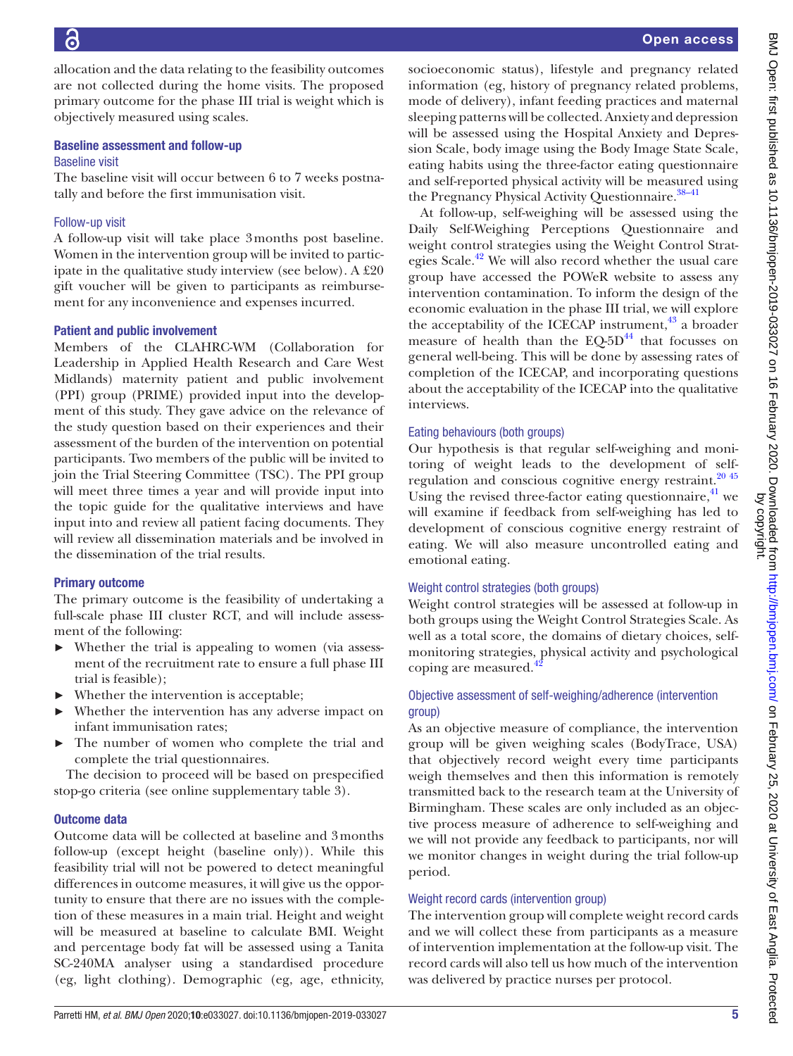allocation and the data relating to the feasibility outcomes are not collected during the home visits. The proposed primary outcome for the phase III trial is weight which is objectively measured using scales.

## Baseline assessment and follow-up

### Baseline visit

The baseline visit will occur between 6 to 7 weeks postnatally and before the first immunisation visit.

### Follow-up visit

A follow-up visit will take place 3 months post baseline. Women in the intervention group will be invited to participate in the qualitative study interview (see below). A £20 gift voucher will be given to participants as reimbursement for any inconvenience and expenses incurred.

## Patient and public involvement

Members of the CLAHRC-WM (Collaboration for Leadership in Applied Health Research and Care West Midlands) maternity patient and public involvement (PPI) group (PRIME) provided input into the development of this study. They gave advice on the relevance of the study question based on their experiences and their assessment of the burden of the intervention on potential participants. Two members of the public will be invited to join the Trial Steering Committee (TSC). The PPI group will meet three times a year and will provide input into the topic guide for the qualitative interviews and have input into and review all patient facing documents. They will review all dissemination materials and be involved in the dissemination of the trial results.

## Primary outcome

The primary outcome is the feasibility of undertaking a full-scale phase III cluster RCT, and will include assessment of the following:

- Whether the trial is appealing to women (via assessment of the recruitment rate to ensure a full phase III trial is feasible);
- Whether the intervention is acceptable;
- Whether the intervention has any adverse impact on infant immunisation rates;
- The number of women who complete the trial and complete the trial questionnaires.

The decision to proceed will be based on prespecified stop-go criteria (see online supplementary table 3).

## Outcome data

Outcome data will be collected at baseline and 3 months follow-up (except height (baseline only)). While this feasibility trial will not be powered to detect meaningful differences in outcome measures, it will give us the opportunity to ensure that there are no issues with the completion of these measures in a main trial. Height and weight will be measured at baseline to calculate BMI. Weight and percentage body fat will be assessed using a Tanita SC-240MA analyser using a standardised procedure (eg, light clothing). Demographic (eg, age, ethnicity, socioeconomic status), lifestyle and pregnancy related information (eg, history of pregnancy related problems, mode of delivery), infant feeding practices and maternal sleeping patterns will be collected. Anxiety and depression will be assessed using the Hospital Anxiety and Depression Scale, body image using the Body Image State Scale, eating habits using the three-factor eating questionnaire and self-reported physical activity will be measured using the Pregnancy Physical Activity Questionnaire.[38–41]

At follow-up, self-weighing will be assessed using the Daily Self-Weighing Perceptions Questionnaire and weight control strategies using the Weight Control Strategies Scale.[42] We will also record whether the usual care group have accessed the POWeR website to assess any intervention contamination. To inform the design of the economic evaluation in the phase III trial, we will explore the acceptability of the ICECAP instrument,[43] a broader measure of health than the EQ-5D[44] that focusses on general well-being. This will be done by assessing rates of completion of the ICECAP, and incorporating questions about the acceptability of the ICECAP into the qualitative interviews.

### Eating behaviours (both groups)

Our hypothesis is that regular self-weighing and monitoring of weight leads to the development of self-regulation and conscious cognitive energy restraint.[20 45] Using the revised three-factor eating questionnaire,[41] we will examine if feedback from self-weighing has led to development of conscious cognitive energy restraint of eating. We will also measure uncontrolled eating and emotional eating.

### Weight control strategies (both groups)

Weight control strategies will be assessed at follow-up in both groups using the Weight Control Strategies Scale. As well as a total score, the domains of dietary choices, self-monitoring strategies, physical activity and psychological coping are measured.[42]

### Objective assessment of self-weighing/adherence (intervention group)

As an objective measure of compliance, the intervention group will be given weighing scales (BodyTrace, USA) that objectively record weight every time participants weigh themselves and then this information is remotely transmitted back to the research team at the University of Birmingham. These scales are only included as an objective process measure of adherence to self-weighing and we will not provide any feedback to participants, nor will we monitor changes in weight during the trial follow-up period.

### Weight record cards (intervention group)

The intervention group will complete weight record cards and we will collect these from participants as a measure of intervention implementation at the follow-up visit. The record cards will also tell us how much of the intervention was delivered by practice nurses per protocol.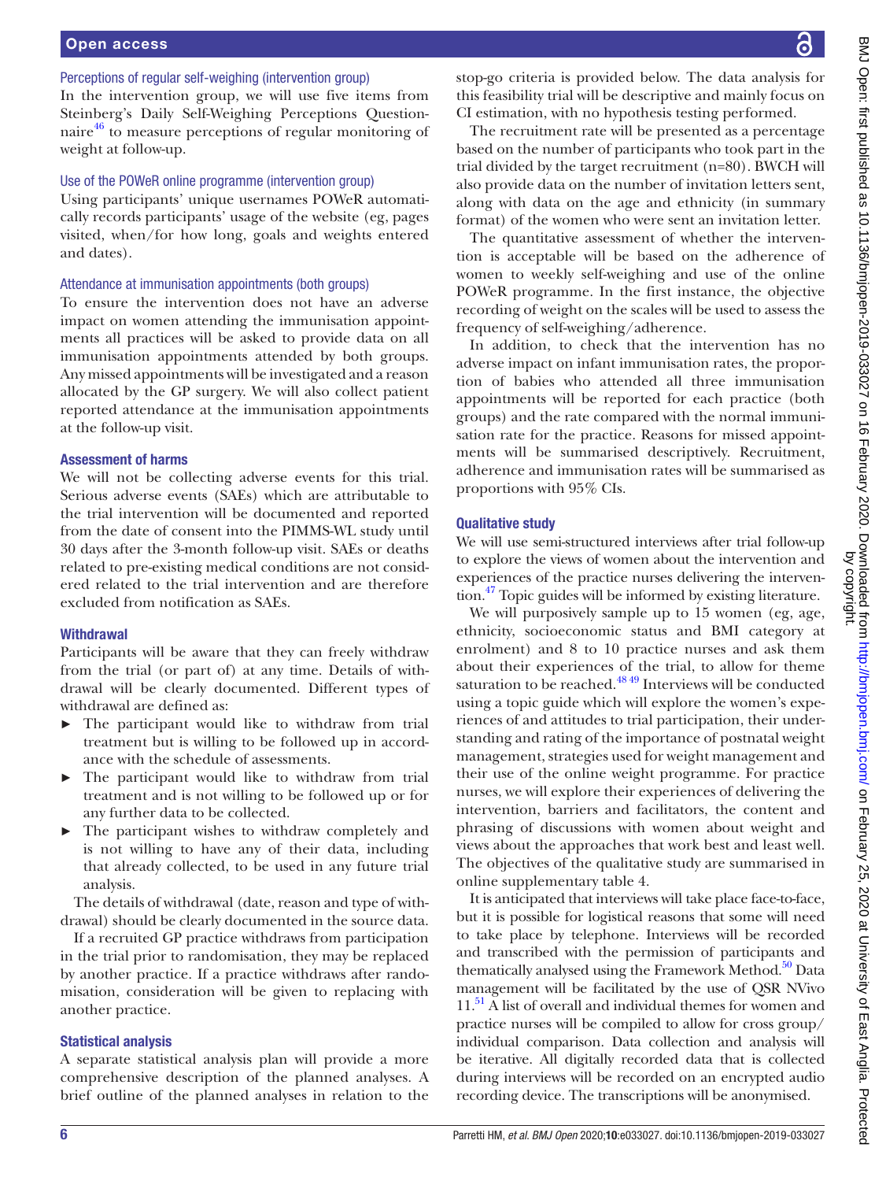### Perceptions of regular self-weighing (intervention group)

In the intervention group, we will use five items from Steinberg's Daily Self-Weighing Perceptions Questionnaire[46] to measure perceptions of regular monitoring of weight at follow-up.

### Use of the POWeR online programme (intervention group)

Using participants' unique usernames POWeR automatically records participants' usage of the website (eg, pages visited, when/for how long, goals and weights entered and dates).

### Attendance at immunisation appointments (both groups)

To ensure the intervention does not have an adverse impact on women attending the immunisation appointments all practices will be asked to provide data on all immunisation appointments attended by both groups. Any missed appointments will be investigated and a reason allocated by the GP surgery. We will also collect patient reported attendance at the immunisation appointments at the follow-up visit.

## Assessment of harms

We will not be collecting adverse events for this trial. Serious adverse events (SAEs) which are attributable to the trial intervention will be documented and reported from the date of consent into the PIMMS-WL study until 30 days after the 3-month follow-up visit. SAEs or deaths related to pre-existing medical conditions are not considered related to the trial intervention and are therefore excluded from notification as SAEs.

## Withdrawal

Participants will be aware that they can freely withdraw from the trial (or part of) at any time. Details of withdrawal will be clearly documented. Different types of withdrawal are defined as:

- The participant would like to withdraw from trial treatment but is willing to be followed up in accordance with the schedule of assessments.
- The participant would like to withdraw from trial treatment and is not willing to be followed up or for any further data to be collected.
- The participant wishes to withdraw completely and is not willing to have any of their data, including that already collected, to be used in any future trial analysis.

The details of withdrawal (date, reason and type of withdrawal) should be clearly documented in the source data.

If a recruited GP practice withdraws from participation in the trial prior to randomisation, they may be replaced by another practice. If a practice withdraws after randomisation, consideration will be given to replacing with another practice.

## Statistical analysis

A separate statistical analysis plan will provide a more comprehensive description of the planned analyses. A brief outline of the planned analyses in relation to the stop-go criteria is provided below. The data analysis for this feasibility trial will be descriptive and mainly focus on CI estimation, with no hypothesis testing performed.

The recruitment rate will be presented as a percentage based on the number of participants who took part in the trial divided by the target recruitment (n=80). BWCH will also provide data on the number of invitation letters sent, along with data on the age and ethnicity (in summary format) of the women who were sent an invitation letter.

The quantitative assessment of whether the intervention is acceptable will be based on the adherence of women to weekly self-weighing and use of the online POWeR programme. In the first instance, the objective recording of weight on the scales will be used to assess the frequency of self-weighing/adherence.

In addition, to check that the intervention has no adverse impact on infant immunisation rates, the proportion of babies who attended all three immunisation appointments will be reported for each practice (both groups) and the rate compared with the normal immunisation rate for the practice. Reasons for missed appointments will be summarised descriptively. Recruitment, adherence and immunisation rates will be summarised as proportions with 95% CIs.

## Qualitative study

We will use semi-structured interviews after trial follow-up to explore the views of women about the intervention and experiences of the practice nurses delivering the intervention.[47] Topic guides will be informed by existing literature.

We will purposively sample up to 15 women (eg, age, ethnicity, socioeconomic status and BMI category at enrolment) and 8 to 10 practice nurses and ask them about their experiences of the trial, to allow for theme saturation to be reached.[48,49] Interviews will be conducted using a topic guide which will explore the women's experiences of and attitudes to trial participation, their understanding and rating of the importance of postnatal weight management, strategies used for weight management and their use of the online weight programme. For practice nurses, we will explore their experiences of delivering the intervention, barriers and facilitators, the content and phrasing of discussions with women about weight and views about the approaches that work best and least well. The objectives of the qualitative study are summarised in online supplementary table 4.

It is anticipated that interviews will take place face-to-face, but it is possible for logistical reasons that some will need to take place by telephone. Interviews will be recorded and transcribed with the permission of participants and thematically analysed using the Framework Method.[50] Data management will be facilitated by the use of QSR NVivo 11.[51] A list of overall and individual themes for women and practice nurses will be compiled to allow for cross group/individual comparison. Data collection and analysis will be iterative. All digitally recorded data that is collected during interviews will be recorded on an encrypted audio recording device. The transcriptions will be anonymised.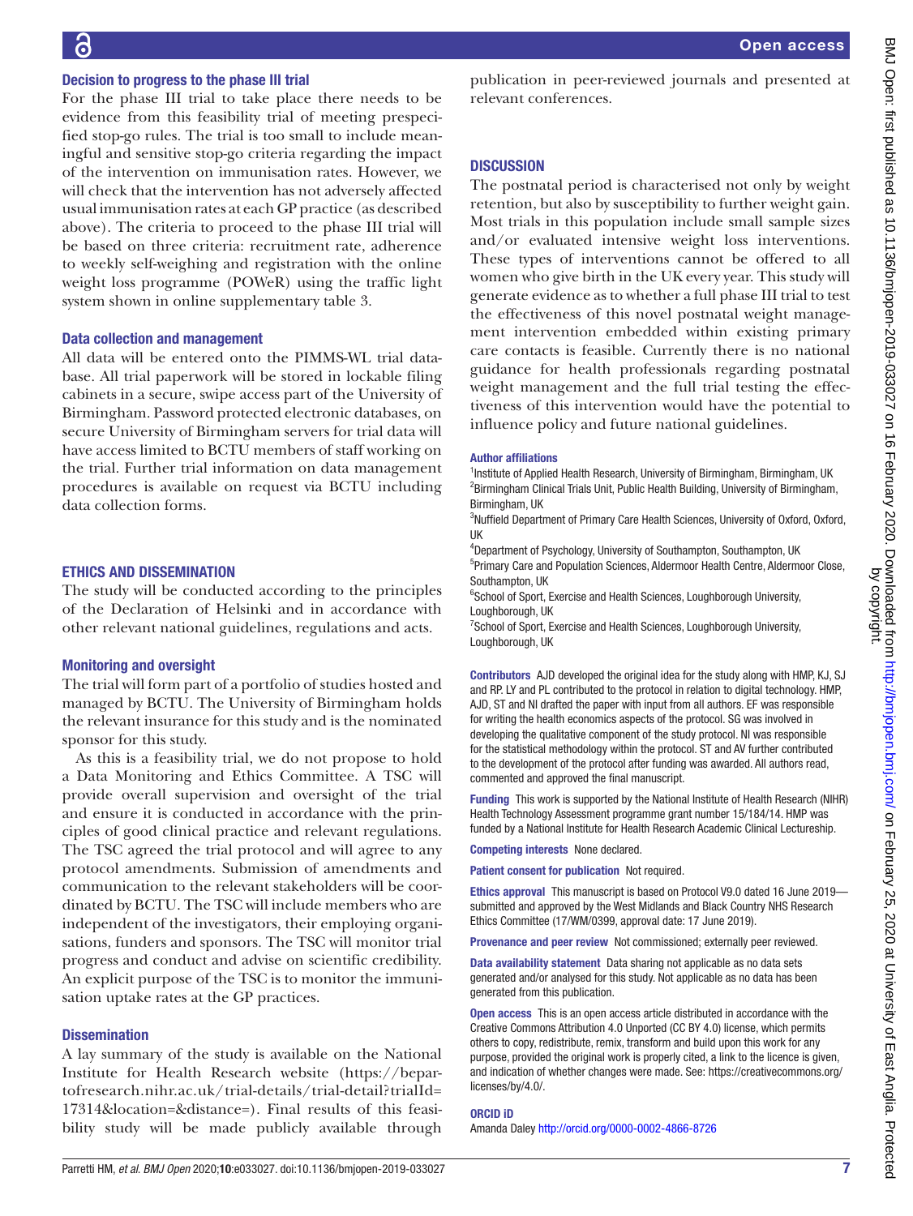### Decision to progress to the phase III trial

For the phase III trial to take place there needs to be evidence from this feasibility trial of meeting prespecified stop-go rules. The trial is too small to include meaningful and sensitive stop-go criteria regarding the impact of the intervention on immunisation rates. However, we will check that the intervention has not adversely affected usual immunisation rates at each GP practice (as described above). The criteria to proceed to the phase III trial will be based on three criteria: recruitment rate, adherence to weekly self-weighing and registration with the online weight loss programme (POWeR) using the traffic light system shown in online supplementary table 3.

### Data collection and management

All data will be entered onto the PIMMS-WL trial database. All trial paperwork will be stored in lockable filing cabinets in a secure, swipe access part of the University of Birmingham. Password protected electronic databases, on secure University of Birmingham servers for trial data will have access limited to BCTU members of staff working on the trial. Further trial information on data management procedures is available on request via BCTU including data collection forms.

## ETHICS AND DISSEMINATION

The study will be conducted according to the principles of the Declaration of Helsinki and in accordance with other relevant national guidelines, regulations and acts.

### Monitoring and oversight

The trial will form part of a portfolio of studies hosted and managed by BCTU. The University of Birmingham holds the relevant insurance for this study and is the nominated sponsor for this study.

As this is a feasibility trial, we do not propose to hold a Data Monitoring and Ethics Committee. A TSC will provide overall supervision and oversight of the trial and ensure it is conducted in accordance with the principles of good clinical practice and relevant regulations. The TSC agreed the trial protocol and will agree to any protocol amendments. Submission of amendments and communication to the relevant stakeholders will be coordinated by BCTU. The TSC will include members who are independent of the investigators, their employing organisations, funders and sponsors. The TSC will monitor trial progress and conduct and advise on scientific credibility. An explicit purpose of the TSC is to monitor the immunisation uptake rates at the GP practices.

### Dissemination

A lay summary of the study is available on the National Institute for Health Research website (https://bepartofresearch.nihr.ac.uk/trial-details/trial-detail?trialId=17314&location=&distance=). Final results of this feasibility study will be made publicly available through publication in peer-reviewed journals and presented at relevant conferences.

## DISCUSSION

The postnatal period is characterised not only by weight retention, but also by susceptibility to further weight gain. Most trials in this population include small sample sizes and/or evaluated intensive weight loss interventions. These types of interventions cannot be offered to all women who give birth in the UK every year. This study will generate evidence as to whether a full phase III trial to test the effectiveness of this novel postnatal weight management intervention embedded within existing primary care contacts is feasible. Currently there is no national guidance for health professionals regarding postnatal weight management and the full trial testing the effectiveness of this intervention would have the potential to influence policy and future national guidelines.

**Author affiliations**

[1]Institute of Applied Health Research, University of Birmingham, Birmingham, UK
[2]Birmingham Clinical Trials Unit, Public Health Building, University of Birmingham, Birmingham, UK
[3]Nuffield Department of Primary Care Health Sciences, University of Oxford, Oxford, UK
[4]Department of Psychology, University of Southampton, Southampton, UK
[5]Primary Care and Population Sciences, Aldermoor Health Centre, Aldermoor Close, Southampton, UK
[6]School of Sport, Exercise and Health Sciences, Loughborough University, Loughborough, UK
[7]School of Sport, Exercise and Health Sciences, Loughborough University, Loughborough, UK

**Contributors** AJD developed the original idea for the study along with HMP, KJ, SJ and RP. LY and PL contributed to the protocol in relation to digital technology. HMP, AJD, ST and NI drafted the paper with input from all authors. EF was responsible for writing the health economics aspects of the protocol. SG was involved in developing the qualitative component of the study protocol. NI was responsible for the statistical methodology within the protocol. ST and AV further contributed to the development of the protocol after funding was awarded. All authors read, commented and approved the final manuscript.

**Funding** This work is supported by the National Institute of Health Research (NIHR) Health Technology Assessment programme grant number 15/184/14. HMP was funded by a National Institute for Health Research Academic Clinical Lectureship.

**Competing interests** None declared.

**Patient consent for publication** Not required.

**Ethics approval** This manuscript is based on Protocol V9.0 dated 16 June 2019—submitted and approved by the West Midlands and Black Country NHS Research Ethics Committee (17/WM/0399, approval date: 17 June 2019).

**Provenance and peer review** Not commissioned; externally peer reviewed.

**Data availability statement** Data sharing not applicable as no data sets generated and/or analysed for this study. Not applicable as no data has been generated from this publication.

**Open access** This is an open access article distributed in accordance with the Creative Commons Attribution 4.0 Unported (CC BY 4.0) license, which permits others to copy, redistribute, remix, transform and build upon this work for any purpose, provided the original work is properly cited, a link to the licence is given, and indication of whether changes were made. See: https://creativecommons.org/licenses/by/4.0/.

**ORCID iD**

Amanda Daley http://orcid.org/0000-0002-4866-8726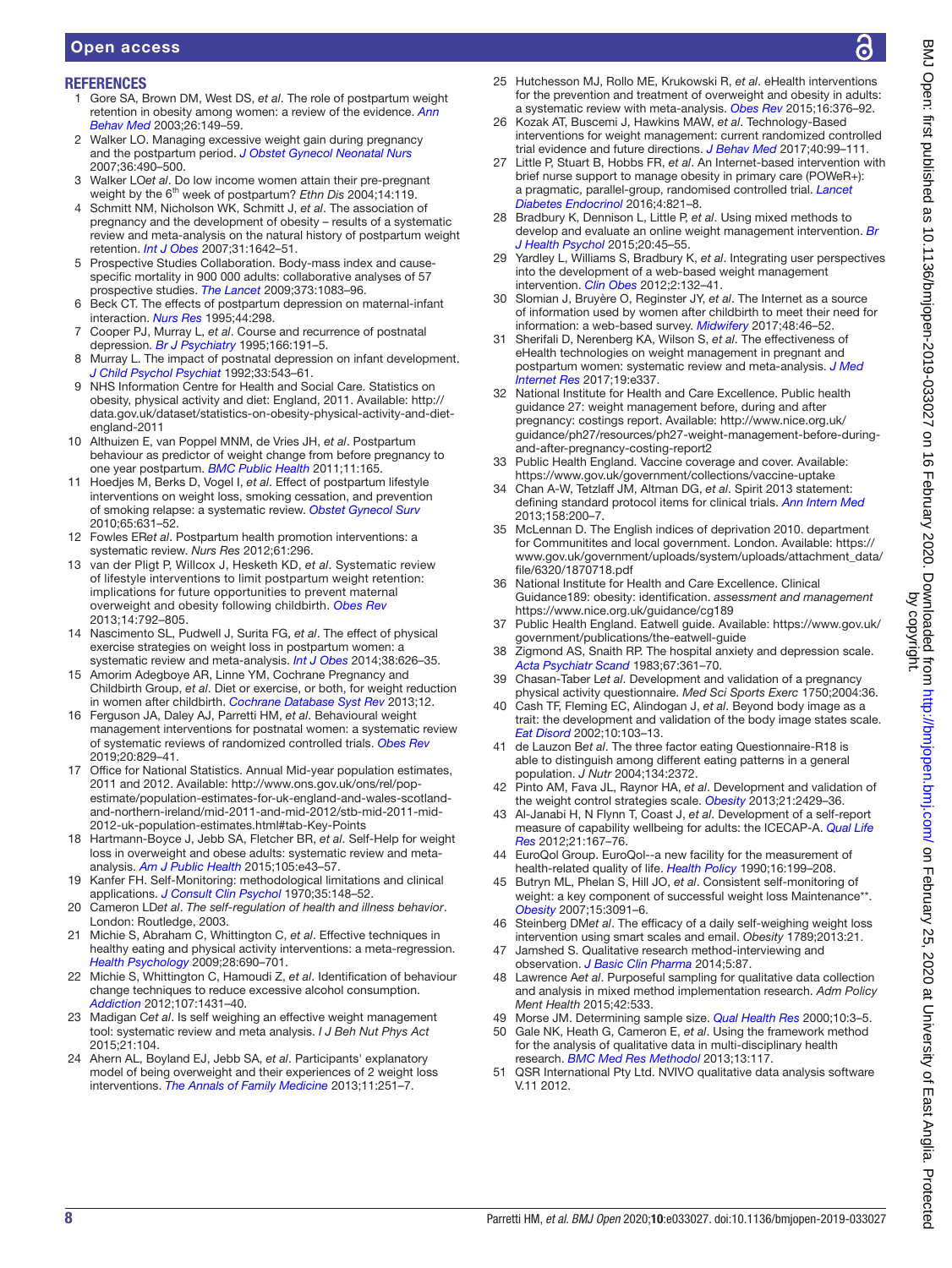## REFERENCES

1. Gore SA, Brown DM, West DS, *et al*. The role of postpartum weight retention in obesity among women: a review of the evidence. *Ann Behav Med* 2003;26:149–59.
2. Walker LO. Managing excessive weight gain during pregnancy and the postpartum period. *J Obstet Gynecol Neonatal Nurs* 2007;36:490–500.
3. Walker LO*et al*. Do low income women attain their pre-pregnant weight by the 6th week of postpartum? *Ethn Dis* 2004;14:119.
4. Schmitt NM, Nicholson WK, Schmitt J, *et al*. The association of pregnancy and the development of obesity – results of a systematic review and meta-analysis on the natural history of postpartum weight retention. *Int J Obes* 2007;31:1642–51.
5. Prospective Studies Collaboration. Body-mass index and cause-specific mortality in 900 000 adults: collaborative analyses of 57 prospective studies. *The Lancet* 2009;373:1083–96.
6. Beck CT. The effects of postpartum depression on maternal-infant interaction. *Nurs Res* 1995;44:298.
7. Cooper PJ, Murray L, *et al*. Course and recurrence of postnatal depression. *Br J Psychiatry* 1995;166:191–5.
8. Murray L. The impact of postnatal depression on infant development. *J Child Psychol Psychiat* 1992;33:543–61.
9. NHS Information Centre for Health and Social Care. Statistics on obesity, physical activity and diet: England, 2011. Available: http://data.gov.uk/dataset/statistics-on-obesity-physical-activity-and-diet-england-2011
10. Althuizen E, van Poppel MNM, de Vries JH, *et al*. Postpartum behaviour as predictor of weight change from before pregnancy to one year postpartum. *BMC Public Health* 2011;11:165.
11. Hoedjes M, Berks D, Vogel I, *et al*. Effect of postpartum lifestyle interventions on weight loss, smoking cessation, and prevention of smoking relapse: a systematic review. *Obstet Gynecol Surv* 2010;65:631–52.
12. Fowles ER*et al*. Postpartum health promotion interventions: a systematic review. *Nurs Res* 2012;61:296.
13. van der Pligt P, Willcox J, Hesketh KD, *et al*. Systematic review of lifestyle interventions to limit postpartum weight retention: implications for future opportunities to prevent maternal overweight and obesity following childbirth. *Obes Rev* 2013;14:792–805.
14. Nascimento SL, Pudwell J, Surita FG, *et al*. The effect of physical exercise strategies on weight loss in postpartum women: a systematic review and meta-analysis. *Int J Obes* 2014;38:626–35.
15. Amorim Adegboye AR, Linne YM, Cochrane Pregnancy and Childbirth Group, *et al*. Diet or exercise, or both, for weight reduction in women after childbirth. *Cochrane Database Syst Rev* 2013;12.
16. Ferguson JA, Daley AJ, Parretti HM, *et al*. Behavioural weight management interventions for postnatal women: a systematic review of systematic reviews of randomized controlled trials. *Obes Rev* 2019;20:829–41.
17. Office for National Statistics. Annual Mid-year population estimates, 2011 and 2012. Available: http://www.ons.gov.uk/ons/rel/pop-estimate/population-estimates-for-uk-england-and-wales-scotland-and-northern-ireland/mid-2011-and-mid-2012/stb-mid-2011-mid-2012-uk-population-estimates.html#tab-Key-Points
18. Hartmann-Boyce J, Jebb SA, Fletcher BR, *et al*. Self-Help for weight loss in overweight and obese adults: systematic review and meta-analysis. *Am J Public Health* 2015;105:e43–57.
19. Kanfer FH. Self-Monitoring: methodological limitations and clinical applications. *J Consult Clin Psychol* 1970;35:148–52.
20. Cameron LD*et al*. *The self-regulation of health and illness behavior*. London: Routledge, 2003.
21. Michie S, Abraham C, Whittington C, *et al*. Effective techniques in healthy eating and physical activity interventions: a meta-regression. *Health Psychology* 2009;28:690–701.
22. Michie S, Whittington C, Hamoudi Z, *et al*. Identification of behaviour change techniques to reduce excessive alcohol consumption. *Addiction* 2012;107:1431–40.
23. Madigan C*et al*. Is self weighing an effective weight management tool: systematic review and meta analysis. *I J Beh Nut Phys Act* 2015;21:104.
24. Ahern AL, Boyland EJ, Jebb SA, *et al*. Participants' explanatory model of being overweight and their experiences of 2 weight loss interventions. *The Annals of Family Medicine* 2013;11:251–7.
25. Hutchesson MJ, Rollo ME, Krukowski R, *et al*. eHealth interventions for the prevention and treatment of overweight and obesity in adults: a systematic review with meta-analysis. *Obes Rev* 2015;16:376–92.
26. Kozak AT, Buscemi J, Hawkins MAW, *et al*. Technology-Based interventions for weight management: current randomized controlled trial evidence and future directions. *J Behav Med* 2017;40:99–111.
27. Little P, Stuart B, Hobbs FR, *et al*. An Internet-based intervention with brief nurse support to manage obesity in primary care (POWeR+): a pragmatic, parallel-group, randomised controlled trial. *Lancet Diabetes Endocrinol* 2016;4:821–8.
28. Bradbury K, Dennison L, Little P, *et al*. Using mixed methods to develop and evaluate an online weight management intervention. *Br J Health Psychol* 2015;20:45–55.
29. Yardley L, Williams S, Bradbury K, *et al*. Integrating user perspectives into the development of a web-based weight management intervention. *Clin Obes* 2012;2:132–41.
30. Slomian J, Bruyère O, Reginster JY, *et al*. The Internet as a source of information used by women after childbirth to meet their need for information: a web-based survey. *Midwifery* 2017;48:46–52.
31. Sherifali D, Nerenberg KA, Wilson S, *et al*. The effectiveness of eHealth technologies on weight management in pregnant and postpartum women: systematic review and meta-analysis. *J Med Internet Res* 2017;19:e337.
32. National Institute for Health and Care Excellence. Public health guidance 27: weight management before, during and after pregnancy: costings report. Available: http://www.nice.org.uk/guidance/ph27/resources/ph27-weight-management-before-during-and-after-pregnancy-costing-report2
33. Public Health England. Vaccine coverage and cover. Available: https://www.gov.uk/government/collections/vaccine-uptake
34. Chan A-W, Tetzlaff JM, Altman DG, *et al*. Spirit 2013 statement: defining standard protocol items for clinical trials. *Ann Intern Med* 2013;158:200–7.
35. McLennan D. The English indices of deprivation 2010. department for Communitites and local government. London. Available: https://www.gov.uk/government/uploads/system/uploads/attachment_data/file/6320/1870718.pdf
36. National Institute for Health and Care Excellence. Clinical Guidance189: obesity: identification. *assessment and management* https://www.nice.org.uk/guidance/cg189
37. Public Health England. Eatwell guide. Available: https://www.gov.uk/government/publications/the-eatwell-guide
38. Zigmond AS, Snaith RP. The hospital anxiety and depression scale. *Acta Psychiatr Scand* 1983;67:361–70.
39. Chasan-Taber L*et al*. Development and validation of a pregnancy physical activity questionnaire. *Med Sci Sports Exerc* 1750;2004:36.
40. Cash TF, Fleming EC, Alindogan J, *et al*. Beyond body image as a trait: the development and validation of the body image states scale. *Eat Disord* 2002;10:103–13.
41. de Lauzon B*et al*. The three factor eating Questionnaire-R18 is able to distinguish among different eating patterns in a general population. *J Nutr* 2004;134:2372.
42. Pinto AM, Fava JL, Raynor HA, *et al*. Development and validation of the weight control strategies scale. *Obesity* 2013;21:2429–36.
43. Al-Janabi H, N Flynn T, Coast J, *et al*. Development of a self-report measure of capability wellbeing for adults: the ICECAP-A. *Qual Life Res* 2012;21:167–76.
44. EuroQol Group. EuroQol--a new facility for the measurement of health-related quality of life. *Health Policy* 1990;16:199–208.
45. Butryn ML, Phelan S, Hill JO, *et al*. Consistent self-monitoring of weight: a key component of successful weight loss Maintenance**. *Obesity* 2007;15:3091–6.
46. Steinberg DM*et al*. The efficacy of a daily self-weighing weight loss intervention using smart scales and email. *Obesity* 1789;2013:21.
47. Jamshed S. Qualitative research method-interviewing and observation. *J Basic Clin Pharma* 2014;5:87.
48. Lawrence A*et al*. Purposeful sampling for qualitative data collection and analysis in mixed method implementation research. *Adm Policy Ment Health* 2015;42:533.
49. Morse JM. Determining sample size. *Qual Health Res* 2000;10:3–5.
50. Gale NK, Heath G, Cameron E, *et al*. Using the framework method for the analysis of qualitative data in multi-disciplinary health research. *BMC Med Res Methodol* 2013;13:117.
51. QSR International Pty Ltd. NVIVO qualitative data analysis software V.11 2012.